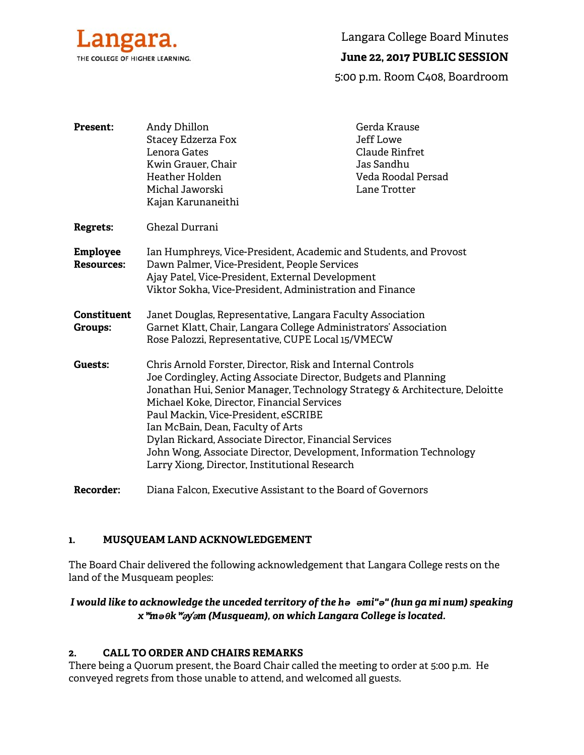Langara.
THE COLLEGE OF HIGHER LEARNING.

# Langara College Board Minutes

## June 22, 2017 PUBLIC SESSION

5:00 p.m. Room C408, Boardroom

**Present:**
Andy Dhillon
Stacey Edzerza Fox
Lenora Gates
Kwin Grauer, Chair
Heather Holden
Michal Jaworski
Kajan Karunaneithi
Gerda Krause
Jeff Lowe
Claude Rinfret
Jas Sandhu
Veda Roodal Persad
Lane Trotter

**Regrets:** Ghezal Durrani

**Employee Resources:**
Ian Humphreys, Vice-President, Academic and Students, and Provost
Dawn Palmer, Vice-President, People Services
Ajay Patel, Vice-President, External Development
Viktor Sokha, Vice-President, Administration and Finance

**Constituent Groups:**
Janet Douglas, Representative, Langara Faculty Association
Garnet Klatt, Chair, Langara College Administrators' Association
Rose Palozzi, Representative, CUPE Local 15/VMECW

**Guests:**
Chris Arnold Forster, Director, Risk and Internal Controls
Joe Cordingley, Acting Associate Director, Budgets and Planning
Jonathan Hui, Senior Manager, Technology Strategy & Architecture, Deloitte
Michael Koke, Director, Financial Services
Paul Mackin, Vice-President, eSCRIBE
Ian McBain, Dean, Faculty of Arts
Dylan Rickard, Associate Director, Financial Services
John Wong, Associate Director, Development, Information Technology
Larry Xiong, Director, Institutional Research

**Recorder:** Diana Falcon, Executive Assistant to the Board of Governors

### 1. MUSQUEAM LAND ACKNOWLEDGEMENT

The Board Chair delivered the following acknowledgement that Langara College rests on the land of the Musqueam peoples:

***I would like to acknowledge the unceded territory of the hə əmi"ə" (hun ga mi num) speaking x*ʷməθkʷəy̓əm (Musqueam), on which Langara College is located.***

### 2. CALL TO ORDER AND CHAIRS REMARKS

There being a Quorum present, the Board Chair called the meeting to order at 5:00 p.m. He conveyed regrets from those unable to attend, and welcomed all guests.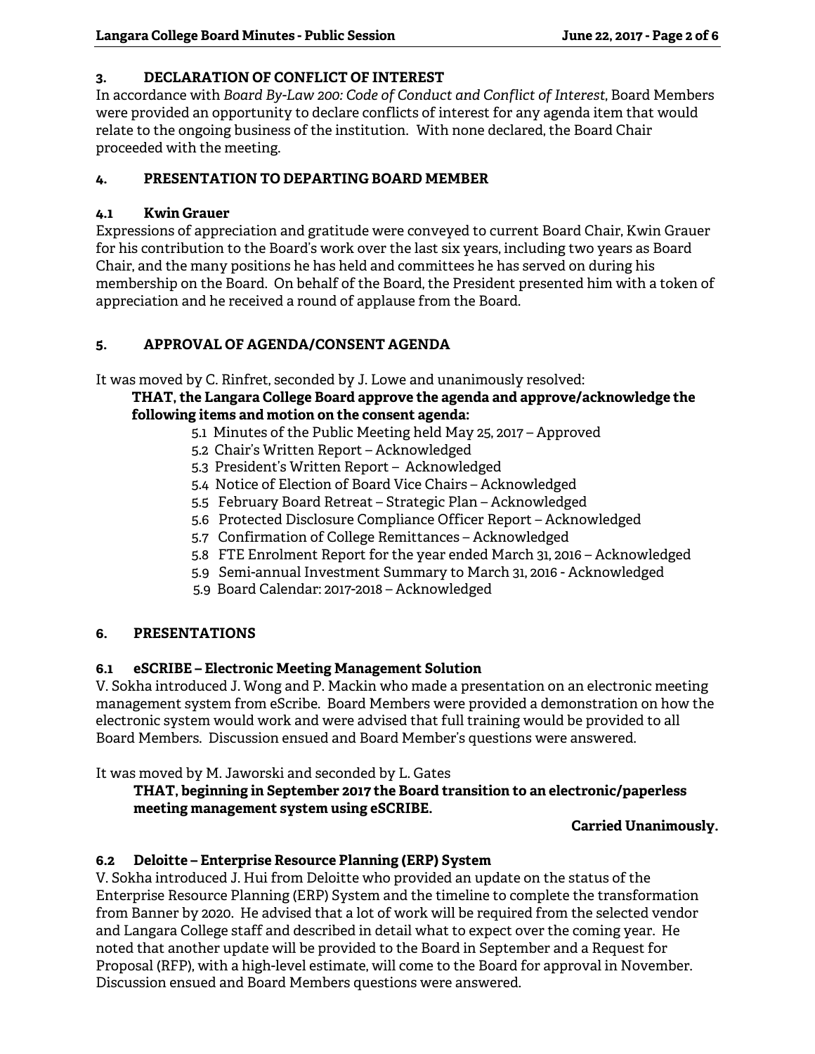## 3. DECLARATION OF CONFLICT OF INTEREST

In accordance with *Board By-Law 200: Code of Conduct and Conflict of Interest*, Board Members were provided an opportunity to declare conflicts of interest for any agenda item that would relate to the ongoing business of the institution. With none declared, the Board Chair proceeded with the meeting.

## 4. PRESENTATION TO DEPARTING BOARD MEMBER

### 4.1 Kwin Grauer

Expressions of appreciation and gratitude were conveyed to current Board Chair, Kwin Grauer for his contribution to the Board's work over the last six years, including two years as Board Chair, and the many positions he has held and committees he has served on during his membership on the Board. On behalf of the Board, the President presented him with a token of appreciation and he received a round of applause from the Board.

## 5. APPROVAL OF AGENDA/CONSENT AGENDA

It was moved by C. Rinfret, seconded by J. Lowe and unanimously resolved:

**THAT, the Langara College Board approve the agenda and approve/acknowledge the following items and motion on the consent agenda:**

- 5.1 Minutes of the Public Meeting held May 25, 2017 – Approved
- 5.2 Chair's Written Report – Acknowledged
- 5.3 President's Written Report – Acknowledged
- 5.4 Notice of Election of Board Vice Chairs – Acknowledged
- 5.5 February Board Retreat – Strategic Plan – Acknowledged
- 5.6 Protected Disclosure Compliance Officer Report – Acknowledged
- 5.7 Confirmation of College Remittances – Acknowledged
- 5.8 FTE Enrolment Report for the year ended March 31, 2016 – Acknowledged
- 5.9 Semi-annual Investment Summary to March 31, 2016 - Acknowledged
- 5.9 Board Calendar: 2017-2018 – Acknowledged

## 6. PRESENTATIONS

### 6.1 eSCRIBE – Electronic Meeting Management Solution

V. Sokha introduced J. Wong and P. Mackin who made a presentation on an electronic meeting management system from eScribe. Board Members were provided a demonstration on how the electronic system would work and were advised that full training would be provided to all Board Members. Discussion ensued and Board Member's questions were answered.

It was moved by M. Jaworski and seconded by L. Gates

**THAT, beginning in September 2017 the Board transition to an electronic/paperless meeting management system using eSCRIBE.**

**Carried Unanimously.**

### 6.2 Deloitte – Enterprise Resource Planning (ERP) System

V. Sokha introduced J. Hui from Deloitte who provided an update on the status of the Enterprise Resource Planning (ERP) System and the timeline to complete the transformation from Banner by 2020. He advised that a lot of work will be required from the selected vendor and Langara College staff and described in detail what to expect over the coming year. He noted that another update will be provided to the Board in September and a Request for Proposal (RFP), with a high-level estimate, will come to the Board for approval in November. Discussion ensued and Board Members questions were answered.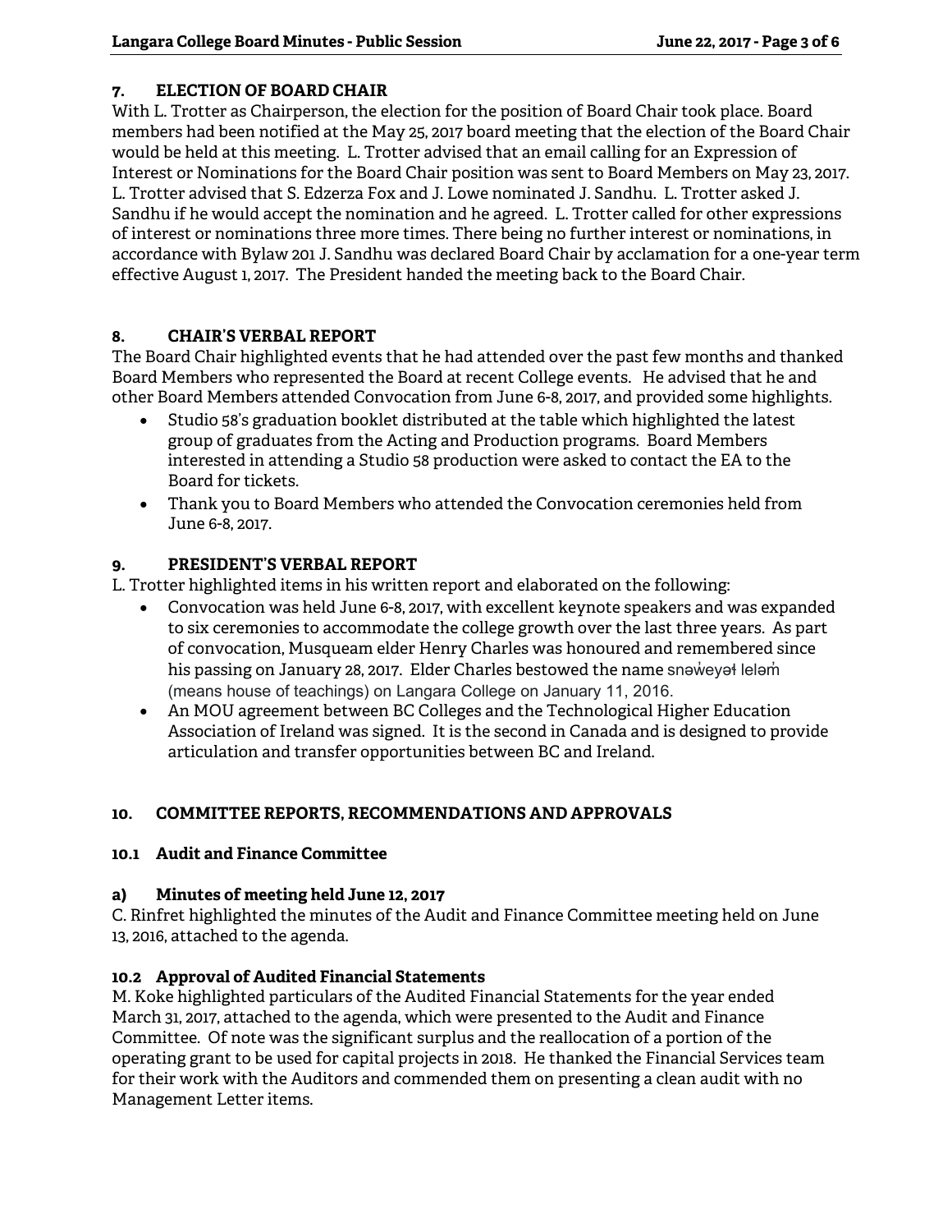## 7. ELECTION OF BOARD CHAIR

With L. Trotter as Chairperson, the election for the position of Board Chair took place. Board members had been notified at the May 25, 2017 board meeting that the election of the Board Chair would be held at this meeting. L. Trotter advised that an email calling for an Expression of Interest or Nominations for the Board Chair position was sent to Board Members on May 23, 2017. L. Trotter advised that S. Edzerza Fox and J. Lowe nominated J. Sandhu. L. Trotter asked J. Sandhu if he would accept the nomination and he agreed. L. Trotter called for other expressions of interest or nominations three more times. There being no further interest or nominations, in accordance with Bylaw 201 J. Sandhu was declared Board Chair by acclamation for a one-year term effective August 1, 2017. The President handed the meeting back to the Board Chair.

## 8. CHAIR'S VERBAL REPORT

The Board Chair highlighted events that he had attended over the past few months and thanked Board Members who represented the Board at recent College events. He advised that he and other Board Members attended Convocation from June 6-8, 2017, and provided some highlights.

- Studio 58's graduation booklet distributed at the table which highlighted the latest group of graduates from the Acting and Production programs. Board Members interested in attending a Studio 58 production were asked to contact the EA to the Board for tickets.
- Thank you to Board Members who attended the Convocation ceremonies held from June 6-8, 2017.

## 9. PRESIDENT'S VERBAL REPORT

L. Trotter highlighted items in his written report and elaborated on the following:

- Convocation was held June 6-8, 2017, with excellent keynote speakers and was expanded to six ceremonies to accommodate the college growth over the last three years. As part of convocation, Musqueam elder Henry Charles was honoured and remembered since his passing on January 28, 2017. Elder Charles bestowed the name snəw̓eyəɬ leləm̓ (means house of teachings) on Langara College on January 11, 2016.
- An MOU agreement between BC Colleges and the Technological Higher Education Association of Ireland was signed. It is the second in Canada and is designed to provide articulation and transfer opportunities between BC and Ireland.

## 10. COMMITTEE REPORTS, RECOMMENDATIONS AND APPROVALS

### 10.1 Audit and Finance Committee

#### a) Minutes of meeting held June 12, 2017

C. Rinfret highlighted the minutes of the Audit and Finance Committee meeting held on June 13, 2016, attached to the agenda.

### 10.2 Approval of Audited Financial Statements

M. Koke highlighted particulars of the Audited Financial Statements for the year ended March 31, 2017, attached to the agenda, which were presented to the Audit and Finance Committee. Of note was the significant surplus and the reallocation of a portion of the operating grant to be used for capital projects in 2018. He thanked the Financial Services team for their work with the Auditors and commended them on presenting a clean audit with no Management Letter items.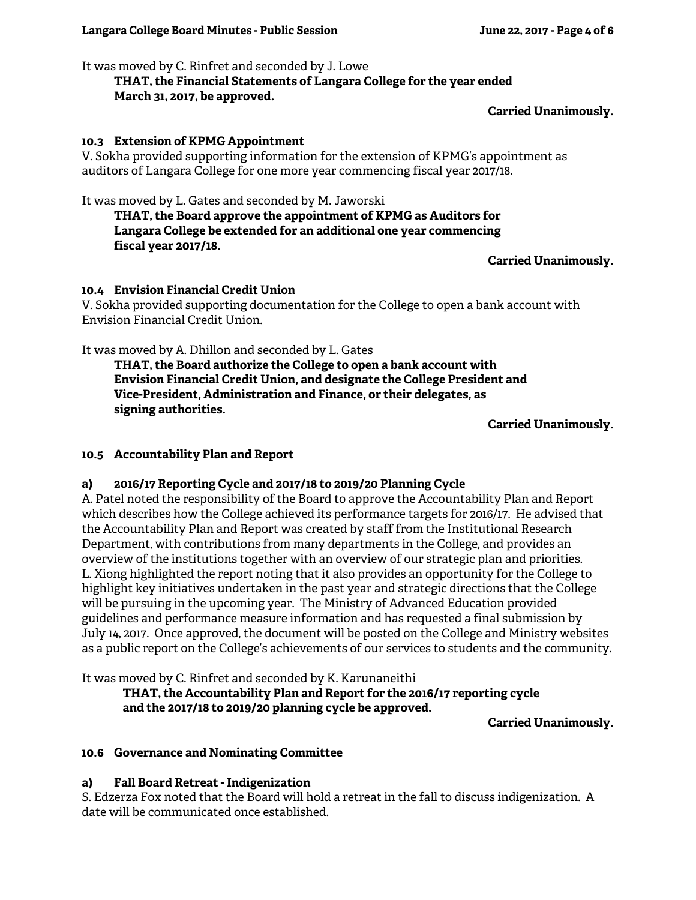It was moved by C. Rinfret and seconded by J. Lowe

> **THAT, the Financial Statements of Langara College for the year ended March 31, 2017, be approved.**

**Carried Unanimously.**

### 10.3 Extension of KPMG Appointment

V. Sokha provided supporting information for the extension of KPMG's appointment as auditors of Langara College for one more year commencing fiscal year 2017/18.

It was moved by L. Gates and seconded by M. Jaworski

> **THAT, the Board approve the appointment of KPMG as Auditors for Langara College be extended for an additional one year commencing fiscal year 2017/18.**

**Carried Unanimously.**

### 10.4 Envision Financial Credit Union

V. Sokha provided supporting documentation for the College to open a bank account with Envision Financial Credit Union.

It was moved by A. Dhillon and seconded by L. Gates

> **THAT, the Board authorize the College to open a bank account with Envision Financial Credit Union, and designate the College President and Vice-President, Administration and Finance, or their delegates, as signing authorities.**

**Carried Unanimously.**

### 10.5 Accountability Plan and Report

#### a) 2016/17 Reporting Cycle and 2017/18 to 2019/20 Planning Cycle

A. Patel noted the responsibility of the Board to approve the Accountability Plan and Report which describes how the College achieved its performance targets for 2016/17. He advised that the Accountability Plan and Report was created by staff from the Institutional Research Department, with contributions from many departments in the College, and provides an overview of the institutions together with an overview of our strategic plan and priorities. L. Xiong highlighted the report noting that it also provides an opportunity for the College to highlight key initiatives undertaken in the past year and strategic directions that the College will be pursuing in the upcoming year. The Ministry of Advanced Education provided guidelines and performance measure information and has requested a final submission by July 14, 2017. Once approved, the document will be posted on the College and Ministry websites as a public report on the College's achievements of our services to students and the community.

It was moved by C. Rinfret and seconded by K. Karunaneithi

> **THAT, the Accountability Plan and Report for the 2016/17 reporting cycle and the 2017/18 to 2019/20 planning cycle be approved.**

**Carried Unanimously.**

### 10.6 Governance and Nominating Committee

#### a) Fall Board Retreat - Indigenization

S. Edzerza Fox noted that the Board will hold a retreat in the fall to discuss indigenization. A date will be communicated once established.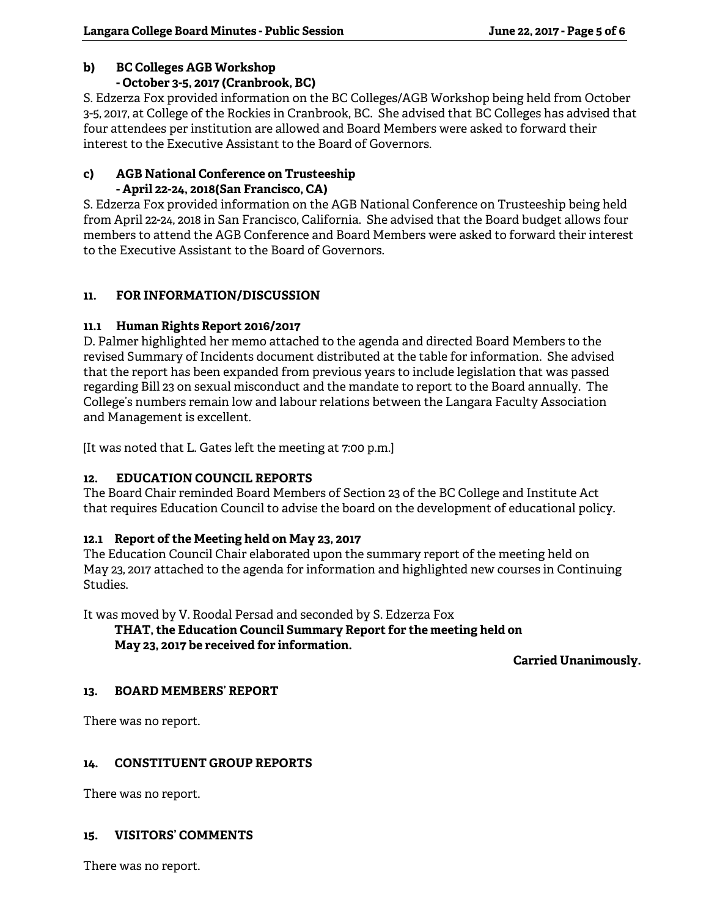**b) BC Colleges AGB Workshop**
**- October 3-5, 2017 (Cranbrook, BC)**

S. Edzerza Fox provided information on the BC Colleges/AGB Workshop being held from October 3-5, 2017, at College of the Rockies in Cranbrook, BC. She advised that BC Colleges has advised that four attendees per institution are allowed and Board Members were asked to forward their interest to the Executive Assistant to the Board of Governors.

**c) AGB National Conference on Trusteeship**
**- April 22-24, 2018(San Francisco, CA)**

S. Edzerza Fox provided information on the AGB National Conference on Trusteeship being held from April 22-24, 2018 in San Francisco, California. She advised that the Board budget allows four members to attend the AGB Conference and Board Members were asked to forward their interest to the Executive Assistant to the Board of Governors.

## 11. FOR INFORMATION/DISCUSSION

### 11.1 Human Rights Report 2016/2017

D. Palmer highlighted her memo attached to the agenda and directed Board Members to the revised Summary of Incidents document distributed at the table for information. She advised that the report has been expanded from previous years to include legislation that was passed regarding Bill 23 on sexual misconduct and the mandate to report to the Board annually. The College's numbers remain low and labour relations between the Langara Faculty Association and Management is excellent.

[It was noted that L. Gates left the meeting at 7:00 p.m.]

## 12. EDUCATION COUNCIL REPORTS

The Board Chair reminded Board Members of Section 23 of the BC College and Institute Act that requires Education Council to advise the board on the development of educational policy.

### 12.1 Report of the Meeting held on May 23, 2017

The Education Council Chair elaborated upon the summary report of the meeting held on May 23, 2017 attached to the agenda for information and highlighted new courses in Continuing Studies.

It was moved by V. Roodal Persad and seconded by S. Edzerza Fox

**THAT, the Education Council Summary Report for the meeting held on May 23, 2017 be received for information.**

**Carried Unanimously.**

## 13. BOARD MEMBERS' REPORT

There was no report.

## 14. CONSTITUENT GROUP REPORTS

There was no report.

## 15. VISITORS' COMMENTS

There was no report.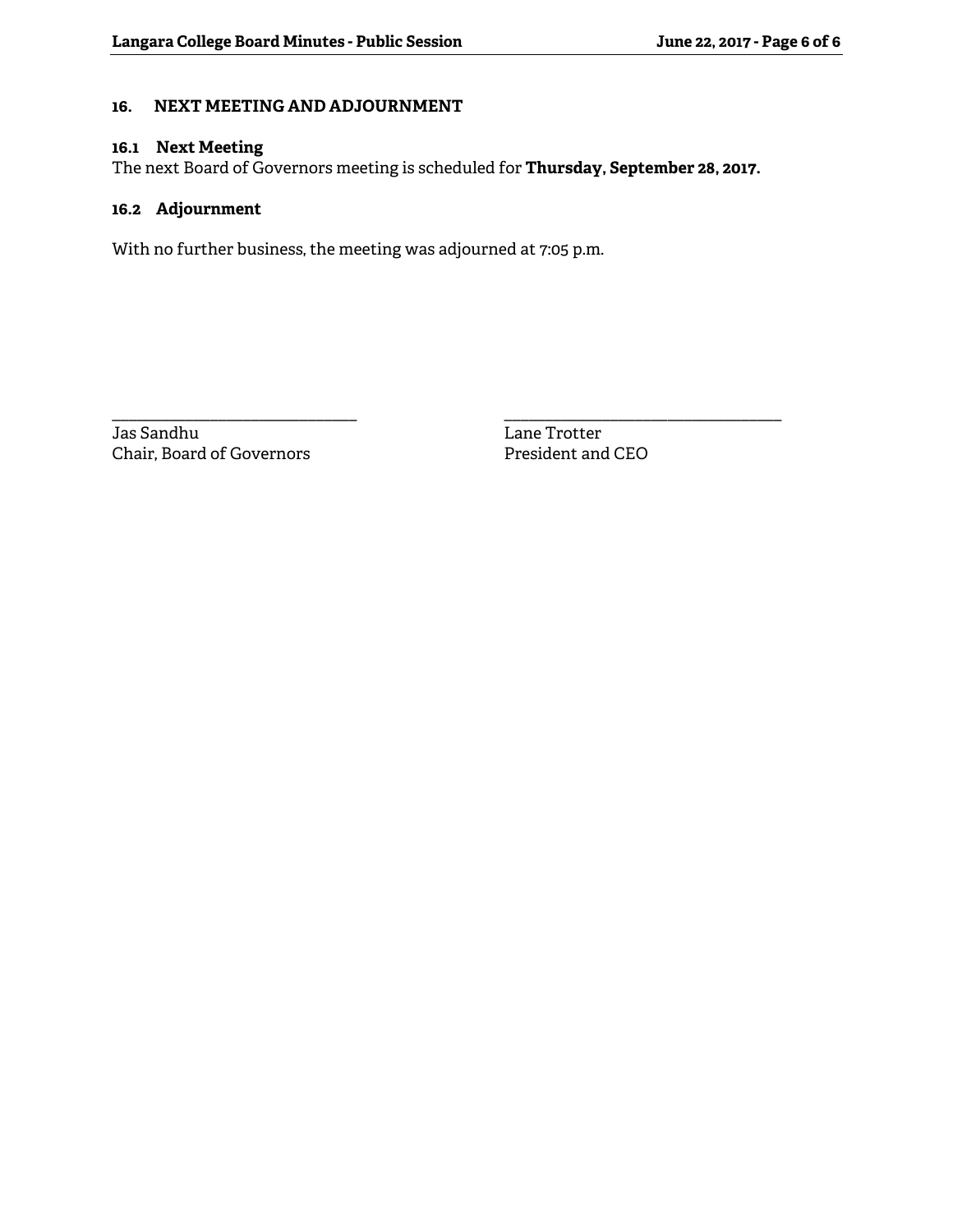## 16. NEXT MEETING AND ADJOURNMENT

### 16.1 Next Meeting

The next Board of Governors meeting is scheduled for **Thursday, September 28, 2017.**

### 16.2 Adjournment

With no further business, the meeting was adjourned at 7:05 p.m.

| | |
|---|---|
| _______________________________ | _________________________________ |
| Jas Sandhu | Lane Trotter |
| Chair, Board of Governors | President and CEO |